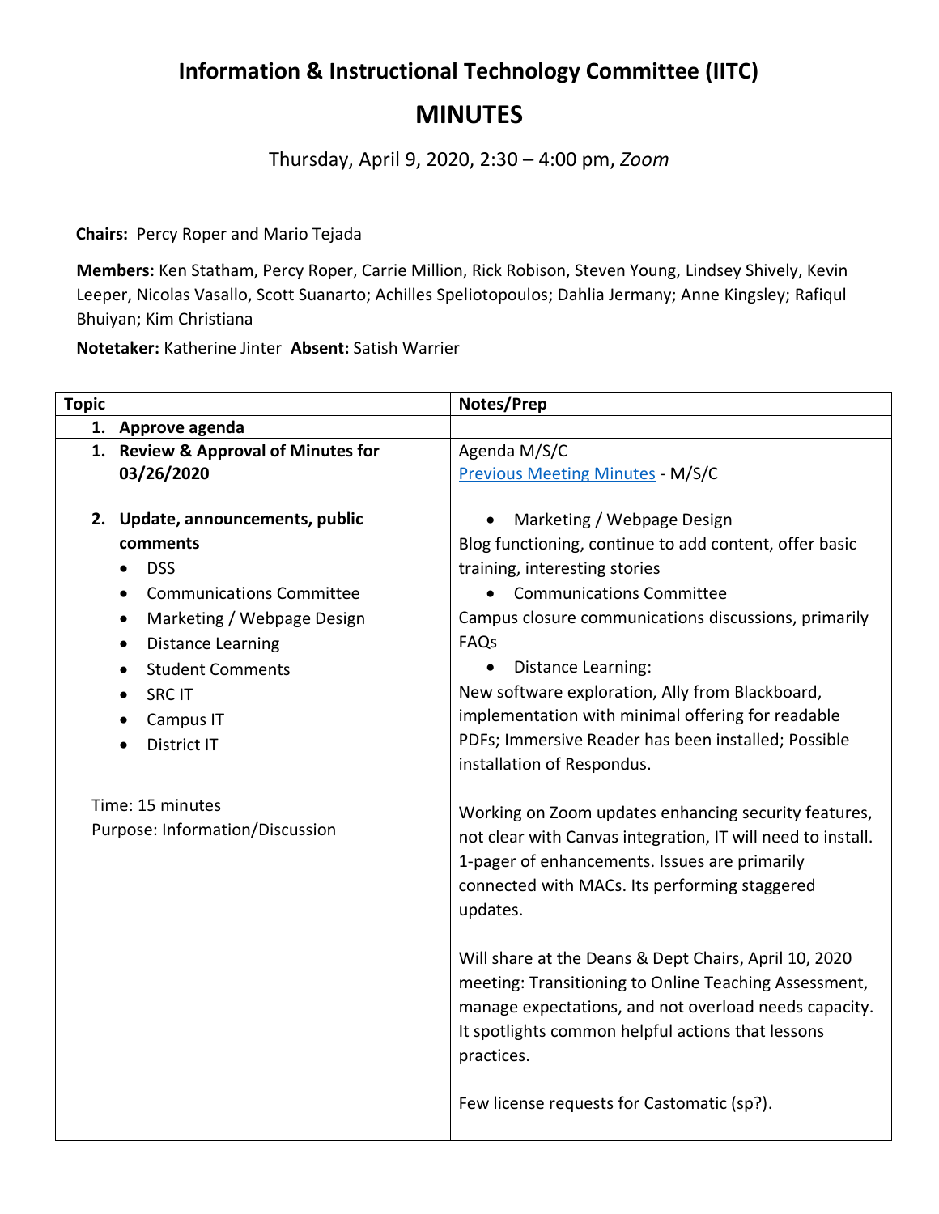# Information & Instructional Technology Committee (IITC)

## MINUTES

Thursday, April 9, 2020, 2:30 – 4:00 pm, *Zoom*

**Chairs:** Percy Roper and Mario Tejada

**Members:** Ken Statham, Percy Roper, Carrie Million, Rick Robison, Steven Young, Lindsey Shively, Kevin Leeper, Nicolas Vasallo, Scott Suanarto; Achilles Speliotopoulos; Dahlia Jermany; Anne Kingsley; Rafiqul Bhuiyan; Kim Christiana

**Notetaker:** Katherine Jinter **Absent:** Satish Warrier

| Topic | Notes/Prep |
|---|---|
| **1. Approve agenda** | |
| **1. Review & Approval of Minutes for 03/26/2020** | Agenda M/S/C<br>Previous Meeting Minutes - M/S/C |
| **2. Update, announcements, public comments**<br>• DSS<br>• Communications Committee<br>• Marketing / Webpage Design<br>• Distance Learning<br>• Student Comments<br>• SRC IT<br>• Campus IT<br>• District IT<br><br>Time: 15 minutes<br>Purpose: Information/Discussion | • Marketing / Webpage Design<br>Blog functioning, continue to add content, offer basic training, interesting stories<br>• Communications Committee<br>Campus closure communications discussions, primarily FAQs<br>• Distance Learning:<br>New software exploration, Ally from Blackboard, implementation with minimal offering for readable PDFs; Immersive Reader has been installed; Possible installation of Respondus.<br><br>Working on Zoom updates enhancing security features, not clear with Canvas integration, IT will need to install. 1-pager of enhancements. Issues are primarily connected with MACs. Its performing staggered updates.<br><br>Will share at the Deans & Dept Chairs, April 10, 2020 meeting: Transitioning to Online Teaching Assessment, manage expectations, and not overload needs capacity. It spotlights common helpful actions that lessons practices.<br><br>Few license requests for Castomatic (sp?). |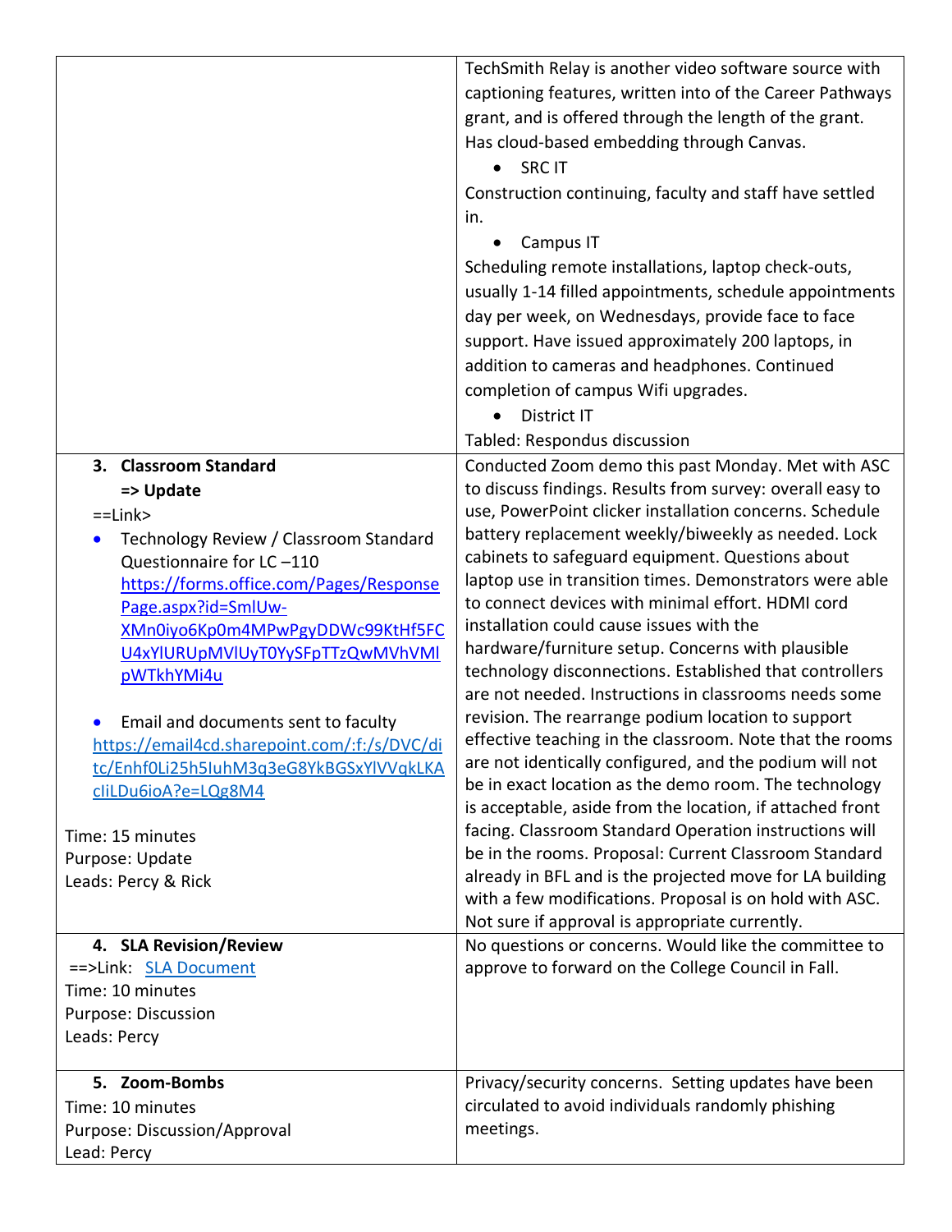| | |
|---|---|
| | TechSmith Relay is another video software source with captioning features, written into of the Career Pathways grant, and is offered through the length of the grant. Has cloud-based embedding through Canvas.<br>• SRC IT<br>Construction continuing, faculty and staff have settled in.<br>• Campus IT<br>Scheduling remote installations, laptop check-outs, usually 1-14 filled appointments, schedule appointments day per week, on Wednesdays, provide face to face support. Have issued approximately 200 laptops, in addition to cameras and headphones. Continued completion of campus Wifi upgrades.<br>• District IT<br>Tabled: Respondus discussion |
| **3. Classroom Standard**<br>**=> Update**<br>==Link><br>• Technology Review / Classroom Standard Questionnaire for LC –110 [https://forms.office.com/Pages/ResponsePage.aspx?id=SmlUw-XMn0iyo6Kp0m4MPwPgyDDWc99KtHf5FCU4xYlURUpMVlUyT0YySFpTTzQwMVhVMlpWTkhYMi4u](https://forms.office.com/Pages/ResponsePage.aspx?id=SmlUw-XMn0iyo6Kp0m4MPwPgyDDWc99KtHf5FCU4xYlURUpMVlUyT0YySFpTTzQwMVhVMlpWTkhYMi4u)<br><br>• Email and documents sent to faculty [https://email4cd.sharepoint.com/:f:/s/DVC/ditc/Enhf0Li25h5IuhM3q3eG8YkBGSxYlVVqkLKAcIiLDu6ioA?e=LQg8M4](https://email4cd.sharepoint.com/:f:/s/DVC/ditc/Enhf0Li25h5IuhM3q3eG8YkBGSxYlVVqkLKAcIiLDu6ioA?e=LQg8M4)<br><br>Time: 15 minutes<br>Purpose: Update<br>Leads: Percy & Rick | Conducted Zoom demo this past Monday. Met with ASC to discuss findings. Results from survey: overall easy to use, PowerPoint clicker installation concerns. Schedule battery replacement weekly/biweekly as needed. Lock cabinets to safeguard equipment. Questions about laptop use in transition times. Demonstrators were able to connect devices with minimal effort. HDMI cord installation could cause issues with the hardware/furniture setup. Concerns with plausible technology disconnections. Established that controllers are not needed. Instructions in classrooms needs some revision. The rearrange podium location to support effective teaching in the classroom. Note that the rooms are not identically configured, and the podium will not be in exact location as the demo room. The technology is acceptable, aside from the location, if attached front facing. Classroom Standard Operation instructions will be in the rooms. Proposal: Current Classroom Standard already in BFL and is the projected move for LA building with a few modifications. Proposal is on hold with ASC. Not sure if approval is appropriate currently. |
| **4. SLA Revision/Review**<br>==>Link: SLA Document<br>Time: 10 minutes<br>Purpose: Discussion<br>Leads: Percy | No questions or concerns. Would like the committee to approve to forward on the College Council in Fall. |
| **5. Zoom-Bombs**<br>Time: 10 minutes<br>Purpose: Discussion/Approval<br>Lead: Percy | Privacy/security concerns. Setting updates have been circulated to avoid individuals randomly phishing meetings. |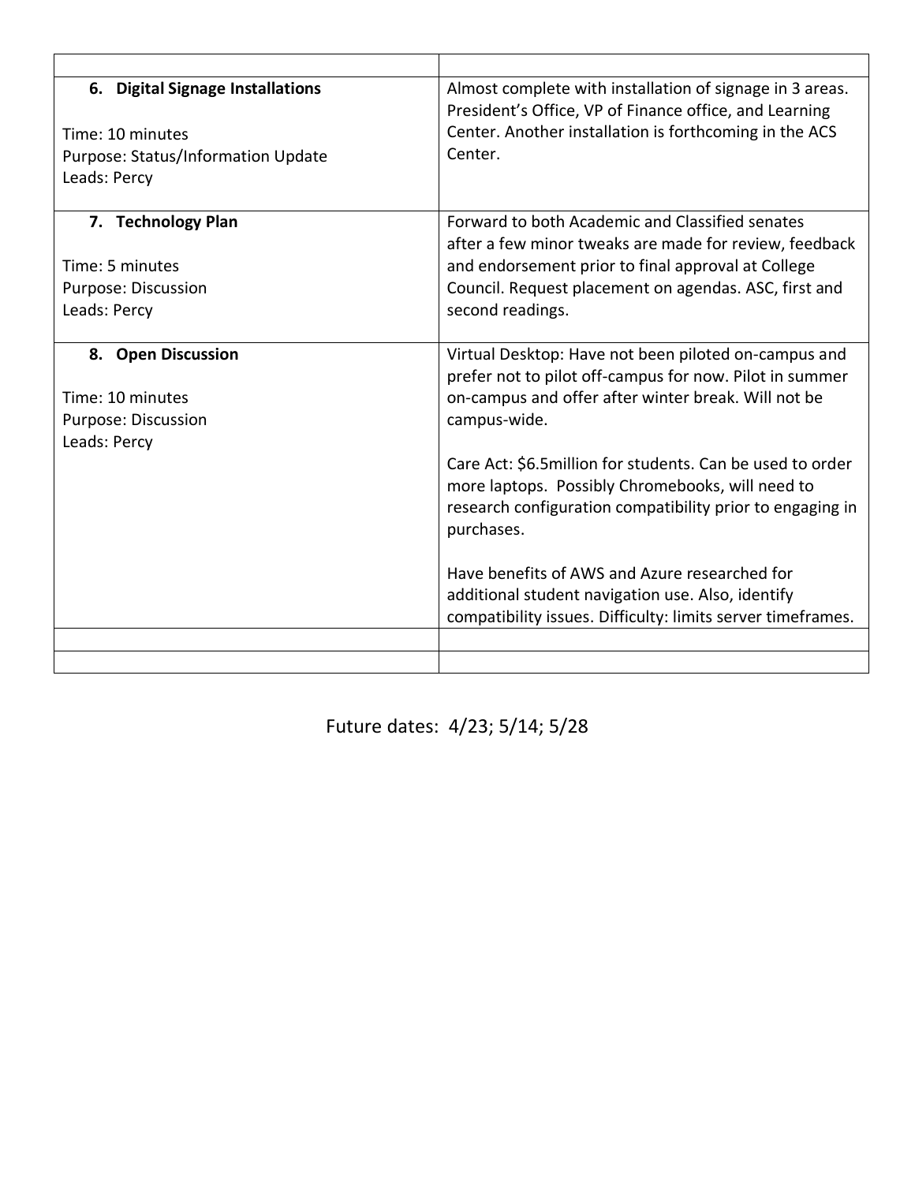| | |
|---|---|
| | |
| **6. Digital Signage Installations**<br><br>Time: 10 minutes<br>Purpose: Status/Information Update<br>Leads: Percy | Almost complete with installation of signage in 3 areas. President's Office, VP of Finance office, and Learning Center. Another installation is forthcoming in the ACS Center. |
| **7. Technology Plan**<br><br>Time: 5 minutes<br>Purpose: Discussion<br>Leads: Percy | Forward to both Academic and Classified senates after a few minor tweaks are made for review, feedback and endorsement prior to final approval at College Council. Request placement on agendas. ASC, first and second readings. |
| **8. Open Discussion**<br><br>Time: 10 minutes<br>Purpose: Discussion<br>Leads: Percy | Virtual Desktop: Have not been piloted on-campus and prefer not to pilot off-campus for now. Pilot in summer on-campus and offer after winter break. Will not be campus-wide.<br><br>Care Act: $6.5million for students. Can be used to order more laptops. Possibly Chromebooks, will need to research configuration compatibility prior to engaging in purchases.<br><br>Have benefits of AWS and Azure researched for additional student navigation use. Also, identify compatibility issues. Difficulty: limits server timeframes. |
| | |
| | |

Future dates: 4/23; 5/14; 5/28